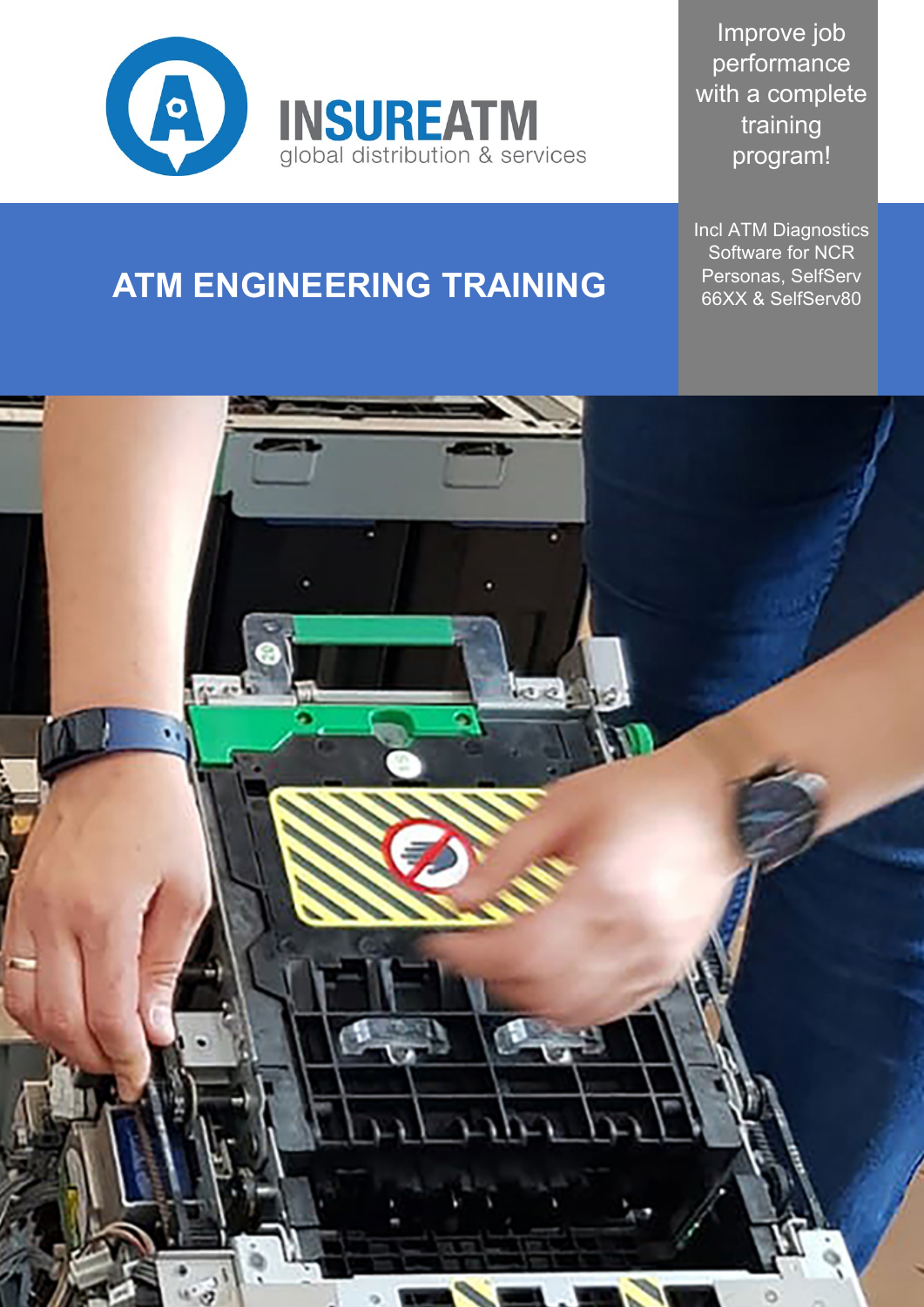INSUREATM

global distribution & services

Improve job performance with a complete training program!

# ATM ENGINEERING TRAINING

Incl ATM Diagnostics Software for NCR Personas, SelfServ 66XX & SelfServ80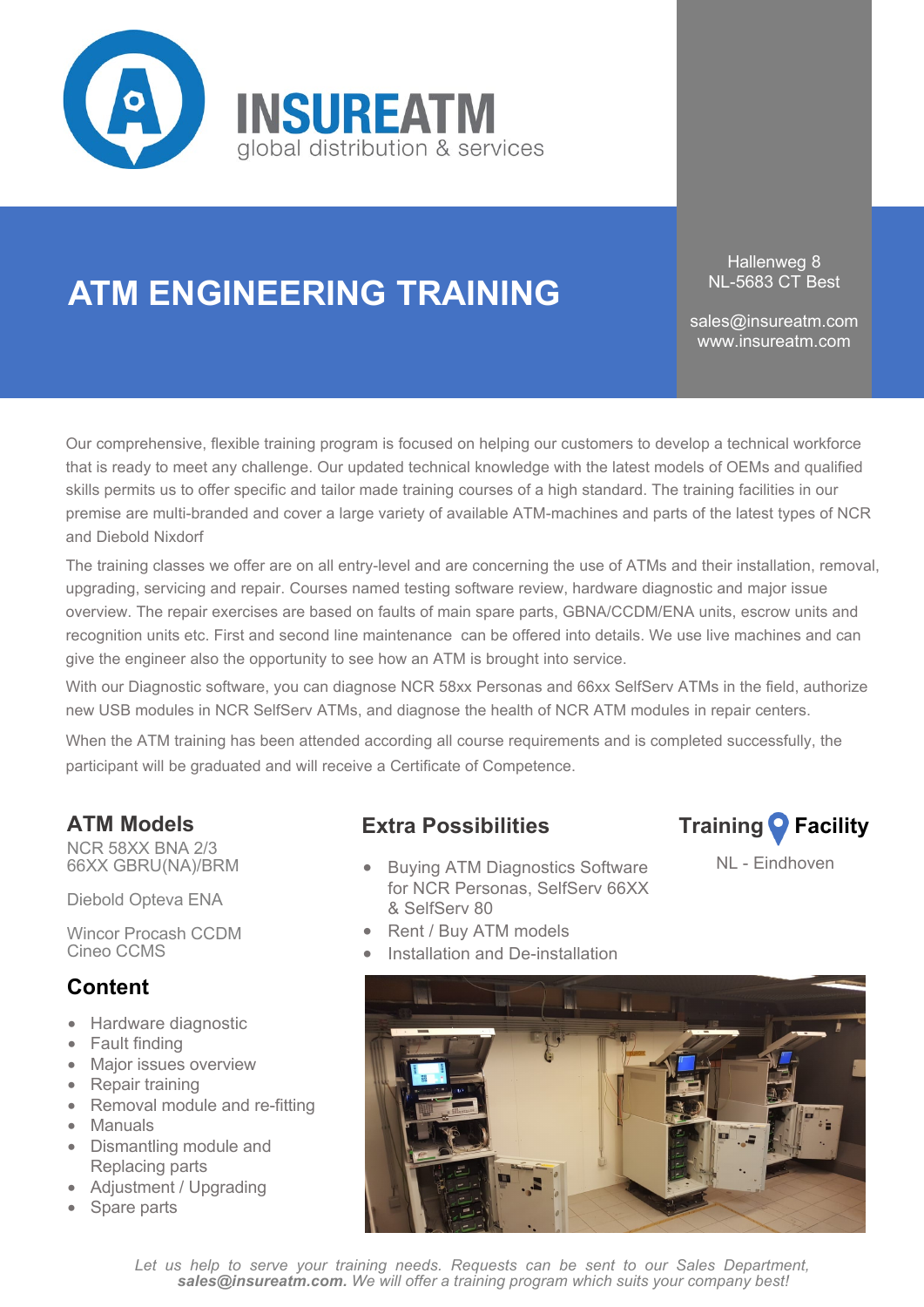**INSUREATM**
global distribution & services

# ATM ENGINEERING TRAINING

Hallenweg 8
NL-5683 CT Best

sales@insureatm.com
www.insureatm.com

Our comprehensive, flexible training program is focused on helping our customers to develop a technical workforce that is ready to meet any challenge. Our updated technical knowledge with the latest models of OEMs and qualified skills permits us to offer specific and tailor made training courses of a high standard. The training facilities in our premise are multi-branded and cover a large variety of available ATM-machines and parts of the latest types of NCR and Diebold Nixdorf

The training classes we offer are on all entry-level and are concerning the use of ATMs and their installation, removal, upgrading, servicing and repair. Courses named testing software review, hardware diagnostic and major issue overview. The repair exercises are based on faults of main spare parts, GBNA/CCDM/ENA units, escrow units and recognition units etc. First and second line maintenance can be offered into details. We use live machines and can give the engineer also the opportunity to see how an ATM is brought into service.

With our Diagnostic software, you can diagnose NCR 58xx Personas and 66xx SelfServ ATMs in the field, authorize new USB modules in NCR SelfServ ATMs, and diagnose the health of NCR ATM modules in repair centers.

When the ATM training has been attended according all course requirements and is completed successfully, the participant will be graduated and will receive a Certificate of Competence.

## ATM Models

NCR 58XX BNA 2/3
66XX GBRU(NA)/BRM

Diebold Opteva ENA

Wincor Procash CCDM
Cineo CCMS

## Content

- Hardware diagnostic
- Fault finding
- Major issues overview
- Repair training
- Removal module and re-fitting
- Manuals
- Dismantling module and Replacing parts
- Adjustment / Upgrading
- Spare parts

## Extra Possibilities

- Buying ATM Diagnostics Software for NCR Personas, SelfServ 66XX & SelfServ 80
- Rent / Buy ATM models
- Installation and De-installation

## Training Facility

NL - Eindhoven

*Let us help to serve your training needs. Requests can be sent to our Sales Department,* ***sales@insureatm.com.*** *We will offer a training program which suits your company best!*